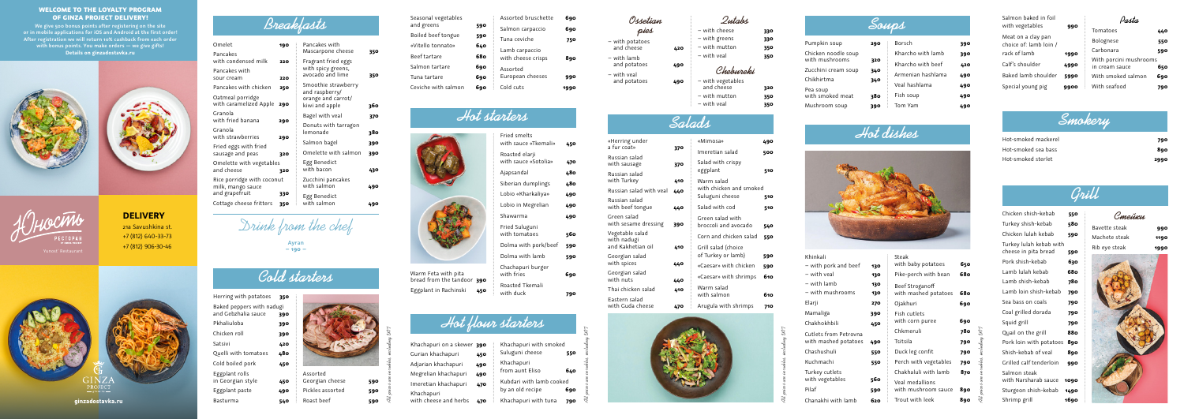## WELCOME TO THE LOYALTY PROGRAM OF GINZA PROJECT DELIVERY!

We give 500 bonus points after registering on the site or in mobile applications for iOS and Android at the first order! After registration we will return 10% cashback from each order with bonus points. You make orders — we give gifts! Details on ginzadostavka.ru

Yunost' Restaurant

**DELIVERY**

21a Savushkina st.
+7 (812) 640-33-73
+7 (812) 906-30-46

ginzadostavka.ru

## Breakfasts

| Dish | Price |
|---|---|
| Omelet | 190 |
| Pancakes with condensed milk | 220 |
| Pancakes with sour cream | 220 |
| Pancakes with chicken | 250 |
| Oatmeal porridge with caramelized Apple | 290 |
| Granola with fried banana | 290 |
| Granola with strawberries | 290 |
| Fried eggs with fried sausage and peas | 320 |
| Omelette with vegetables and cheese | 320 |
| Rice porridge with coconut milk, mango sauce and grapefruit | 330 |
| Cottage cheese fritters | 350 |
| Pancakes with Mascarpone cheese | 350 |
| Fragrant fried eggs with spicy greens, avocado and lime | 350 |
| Smoothie strawberry and raspberry/ orange and carrot/ kiwi and apple | 360 |
| Bagel with veal | 370 |
| Donuts with tarragon lemonade | 380 |
| Salmon bagel | 390 |
| Omelette with salmon | 390 |
| Egg Benedict with bacon | 430 |
| Zucchini pancakes with salmon | 490 |
| Egg Benedict with salmon | 490 |

## Drink from the chef

Ayran – 190 –

## Cold starters

| Dish | Price |
|---|---|
| Herring with potatoes | 350 |
| Baked peppers with nadugi and Gebzhalia sauce | 390 |
| Pkhaliuloba | 390 |
| Chicken roll | 390 |
| Satsivi | 420 |
| Quelli with tomatoes | 480 |
| Cold boiled pork | 450 |
| Eggplant rolls in Georgian style | 450 |
| Eggplant paste | 490 |
| Basturma | 540 |
| Assorted Georgian cheese | 590 |
| Pickles assorted | 590 |
| Roast beef | 590 |
| Seasonal vegetables and greens | 590 |
| Boiled beef tongue | 590 |
| «Vitello tonnato» | 640 |
| Beef tartare | 680 |
| Salmon tartare | 690 |
| Tuna tartare | 690 |
| Ceviche with salmon | 690 |
| Assorted bruschette | 690 |
| Salmon carpaccio | 690 |
| Tuna ceviche | 750 |
| Lamb carpaccio with cheese crisps | 890 |
| Assorted European cheeses | 990 |
| Cold cuts | 1990 |

## Hot starters

| Dish | Price |
|---|---|
| Warm Feta with pita bread from the tandoor | 390 |
| Eggplant in Rachinski | 450 |
| Fried smelts with sauce «Tkemali» | 450 |
| Roasted elarji with sauce «Sotolia» | 470 |
| Ajapsandal | 480 |
| Siberian dumplings | 480 |
| Lobio «Kharkaliya» | 490 |
| Lobio in Megrelian | 490 |
| Shawarma | 490 |
| Fried Suluguni with tomatoes | 560 |
| Dolma with pork/beef | 590 |
| Dolma with lamb | 590 |
| Chachapuri burger with fries | 690 |
| Roasted Tkemali with duck | 790 |

## Hot flour starters

| Dish | Price |
|---|---|
| Khachapuri on a skewer | 390 |
| Gurian khachapuri | 450 |
| Adjarian khachapuri | 490 |
| Megrelian khachapuri | 490 |
| Imeretian khachapuri | 470 |
| Khachapuri with cheese and herbs | 470 |
| Khachapuri with smoked Suluguni cheese | 550 |
| Khachapuri from aunt Eliso | 640 |
| Kubdari with lamb cooked by an old recipe | 690 |
| Khachapuri with tuna | 790 |

## Ossetian pies

| Dish | Price |
|---|---|
| – with potatoes and cheese | 420 |
| – with lamb and potatoes | 490 |
| – with veal and potatoes | 490 |

## Qutabs

| Dish | Price |
|---|---|
| – with cheese | 330 |
| – with greens | 330 |
| – with mutton | 350 |
| – with veal | 350 |

## Chebureki

| Dish | Price |
|---|---|
| – with vegetables and cheese | 320 |
| – with mutton | 350 |
| – with veal | 350 |

## Salads

| Dish | Price |
|---|---|
| «Herring under a fur coat» | 370 |
| Russian salad with sausage | 370 |
| Russian salad with Turkey | 410 |
| Russian salad with veal | 440 |
| Russian salad with beef tongue | 440 |
| Green salad with sesame dressing | 390 |
| Vegetable salad with nadugi and Kakhetian oil | 410 |
| Georgian salad with spices | 440 |
| Georgian salad with nuts | 440 |
| Thai chicken salad | 410 |
| Eastern salad with Guda cheese | 470 |
| «Mimosa» | 490 |
| Imeretian salad | 500 |
| Salad with crispy eggplant | 510 |
| Warm salad with chicken and smoked Suluguni cheese | 510 |
| Salad with cod | 510 |
| Green salad with broccoli and avocado | 540 |
| Corn and chicken salad | 550 |
| Grill salad (choice of Turkey or lamb) | 590 |
| «Caesar» with chicken | 590 |
| «Caesar» with shrimps | 610 |
| Warm salad with salmon | 610 |
| Arugula with shrimps | 710 |

## Soups

| Dish | Price |
|---|---|
| Pumpkin soup | 290 |
| Chicken noodle soup with mushrooms | 320 |
| Zucchini cream soup | 340 |
| Chikhirtma | 340 |
| Pea soup with smoked meat | 380 |
| Mushroom soup | 390 |
| Borsch | 390 |
| Kharcho with lamb | 390 |
| Kharcho with beef | 420 |
| Armenian hashlama | 490 |
| Veal hashlama | 490 |
| Fish soup | 490 |
| Tom Yam | 490 |

## Hot dishes

| Dish | Price |
|---|---|
| Khinkali | |
| – with pork and beef | 130 |
| – with veal | 130 |
| – with lamb | 130 |
| – with mushrooms | 130 |
| Elarji | 270 |
| Mamaliga | 390 |
| Chakhokhbili | 450 |
| Cutlets from Petrovna with mashed potatoes | 490 |
| Chashushuli | 550 |
| Kuchmachi | 550 |
| Turkey cutlets with vegetables | 560 |
| Pilaf | 590 |
| Chanakhi with lamb | 620 |
| Steak with baby potatoes | 650 |
| Pike-perch with bean | 680 |
| Beef Stroganoff with mashed potatoes | 680 |
| Ojakhuri | 690 |
| Fish cutlets with corn puree | 690 |
| Chkmeruli | 780 |
| Tsitsila | 790 |
| Duck leg confit | 790 |
| Perch with vegetables | 790 |
| Chakhaluli with lamb | 870 |
| Veal medallions with mushroom sauce | 890 |
| Trout with leek | 890 |
| Salmon baked in foil with vegetables | 990 |
| Meat on a clay pan choice of: lamb loin / rack of lamb | 1990 |
| Calf's shoulder | 4990 |
| Baked lamb shoulder | 5990 |
| Special young pig | 9900 |

## Pasta

| Dish | Price |
|---|---|
| Tomatoes | 440 |
| Bolognese | 550 |
| Carbonara | 590 |
| With porcini mushrooms in cream sauce | 650 |
| With smoked salmon | 690 |
| With seafood | 790 |

## Smokery

| Dish | Price |
|---|---|
| Hot-smoked mackerel | 790 |
| Hot-smoked sea bass | 890 |
| Hot-smoked sterlet | 2990 |

## Grill

| Dish | Price |
|---|---|
| Chicken shish-kebab | 550 |
| Turkey shish-kebab | 580 |
| Chicken lulah kebab | 590 |
| Turkey lulah kebab with cheese in pita bread | 590 |
| Pork shish-kebab | 630 |
| Lamb lulah kebab | 680 |
| Lamb shish-kebab | 780 |
| Lamb loin shish-kebab | 790 |
| Sea bass on coals | 790 |
| Coal grilled dorada | 790 |
| Squid grill | 790 |
| Quail on the grill | 880 |
| Pork loin with potatoes | 890 |
| Shish-kebab of veal | 890 |
| Grilled calf tenderloin | 990 |
| Salmon steak with Narsharab sauce | 1090 |
| Sturgeon shish-kebab | 1490 |
| Shrimp grill | 1690 |

## Стейки

| Dish | Price |
|---|---|
| Bavette steak | 990 |
| Machete steak | 1190 |
| Rib eye steak | 1990 |

All prices are in roubles, including VAT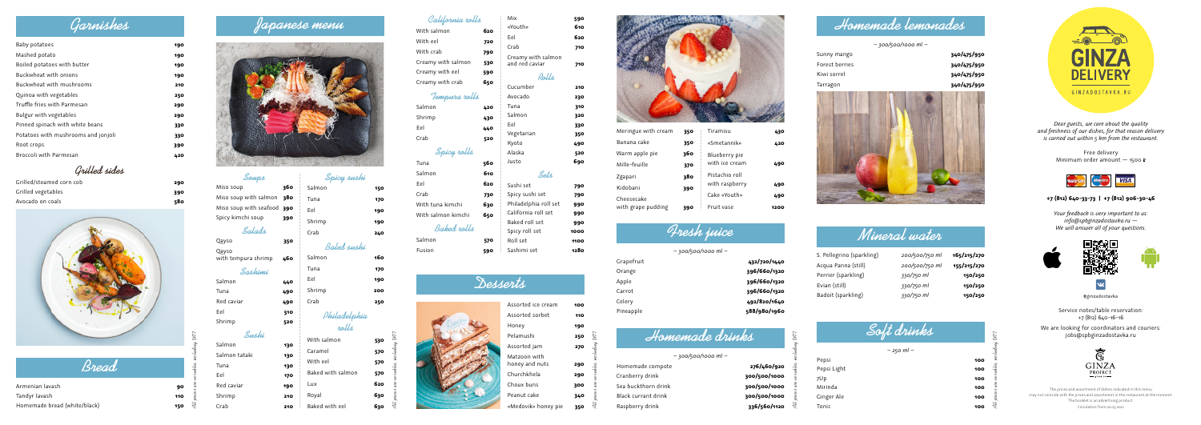# Garnishes

| | |
|---|---|
| Baby potatoes | 190 |
| Mashed potato | 190 |
| Boiled potatoes with butter | 190 |
| Buckwheat with onions | 190 |
| Buckwheat with mushrooms | 210 |
| Quinoa with vegetables | 250 |
| Truffle fries with Parmesan | 290 |
| Bulgur with vegetables | 290 |
| Pinned spinach with white beans | 330 |
| Potatoes with mushrooms and jonjoli | 330 |
| Root crops | 390 |
| Broccoli with Parmesan | 420 |

## Grilled sides

| | |
|---|---|
| Grilled/steamed corn cob | 290 |
| Grilled vegetables | 390 |
| Avocado on coals | 580 |

# Bread

| | |
|---|---|
| Armenian lavash | 90 |
| Tandyr lavash | 110 |
| Homemade bread (white/black) | 150 |

# Japanese menu

## Soups

| | |
|---|---|
| Miso soup | 360 |
| Miso soup with salmon | 380 |
| Miso soup with seafood | 390 |
| Spicy kimchi soup | 390 |

## Salads

| | |
|---|---|
| Qayso | 350 |
| Qayso with tempura shrimp | 460 |

## Sashimi

| | |
|---|---|
| Salmon | 440 |
| Tuna | 490 |
| Red caviar | 490 |
| Eel | 510 |
| Shrimp | 520 |

## Sushi

| | |
|---|---|
| Salmon | 130 |
| Salmon tataki | 130 |
| Tuna | 130 |
| Eel | 170 |
| Red caviar | 190 |
| Shrimp | 210 |
| Crab | 210 |

## Spicy sushi

| | |
|---|---|
| Salmon | 150 |
| Tuna | 170 |
| Eel | 190 |
| Shrimp | 190 |
| Crab | 240 |

## Baked sushi

| | |
|---|---|
| Salmon | 160 |
| Tuna | 170 |
| Eel | 190 |
| Shrimp | 200 |
| Crab | 250 |

## Philadelphia rolls

| | |
|---|---|
| With salmon | 530 |
| Caramel | 570 |
| With eel | 570 |
| Baked with salmon | 570 |
| Lux | 620 |
| Royal | 630 |
| Baked with eel | 630 |

## California rolls

| | |
|---|---|
| With salmon | 620 |
| With eel | 720 |
| With crab | 790 |
| Creamy with salmon | 530 |
| Creamy with eel | 590 |
| Creamy with crab | 650 |

## Tempura rolls

| | |
|---|---|
| Salmon | 420 |
| Shrimp | 430 |
| Eel | 440 |
| Crab | 520 |

## Spicy rolls

| | |
|---|---|
| Tuna | 560 |
| Salmon | 610 |
| Eel | 620 |
| Crab | 730 |
| With tuna kimchi | 630 |
| With salmon kimchi | 650 |

## Baked rolls

| | |
|---|---|
| Salmon | 570 |
| Fusion | 590 |
| Mix | 590 |
| «Youth» | 610 |
| Eel | 620 |
| Crab | 710 |
| Creamy with salmon and red caviar | 710 |

## Rolls

| | |
|---|---|
| Cucumber | 210 |
| Avocado | 230 |
| Tuna | 310 |
| Salmon | 320 |
| Eel | 330 |
| Vegetarian | 350 |
| Kyoto | 490 |
| Alaska | 520 |
| Justo | 690 |

## Sets

| | |
|---|---|
| Sushi set | 790 |
| Spicy sushi set | 790 |
| Philadelphia roll set | 990 |
| California roll set | 990 |
| Baked roll set | 990 |
| Spicy roll set | 1000 |
| Roll set | 1100 |
| Sashimi set | 1280 |

All prices are in rubles, including VAT

# Desserts

| | |
|---|---|
| Assorted ice cream | 100 |
| Assorted sorbet | 110 |
| Honey | 190 |
| Pelamushi | 250 |
| Assorted jam | 270 |
| Matzoon with honey and nuts | 290 |
| Churchkhela | 290 |
| Choux buns | 300 |
| Peanut cake | 340 |
| «Medovik» honey pie | 350 |
| Meringue with cream | 350 |
| Banana cake | 350 |
| Warm apple pie | 360 |
| Mille-feuille | 370 |
| Zgapari | 380 |
| Kidobani | 390 |
| Cheesecake with grape pudding | 390 |
| Tiramisu | 430 |
| «Smetannik» | 420 |
| Blueberry pie with ice cream | 490 |
| Pistachio roll with raspberry | 490 |
| Cake «Youth» | 490 |
| Fruit vase | 1200 |

# Fresh juice

– 300/500/1000 ml –

| | |
|---|---|
| Grapefruit | 432/720/1440 |
| Orange | 396/660/1320 |
| Apple | 396/660/1320 |
| Carrot | 396/660/1320 |
| Celery | 492/820/1640 |
| Pineapple | 588/980/1960 |

# Homemade drinks

– 300/500/1000 ml –

| | |
|---|---|
| Homemade compote | 276/460/920 |
| Cranberry drink | 300/500/1000 |
| Sea buckthorn drink | 300/500/1000 |
| Black currant drink | 300/500/1000 |
| Raspberry drink | 336/560/1120 |

All prices are in rubles, including VAT

# Homemade lemonades

– 300/500/1000 ml –

| | |
|---|---|
| Sunny mango | 340/475/950 |
| Forest berries | 340/475/950 |
| Kiwi sorrel | 340/475/950 |
| Tarragon | 340/475/950 |

# Mineral water

| | | |
|---|---|---|
| S. Pellegrino (sparkling) | *200/500/750 ml* | 165/215/270 |
| Acqua Panna (still) | *200/500/750 ml* | 155/215/270 |
| Perrier (sparkling) | *330/750 ml* | 150/250 |
| Evian (still) | *330/750 ml* | 150/250 |
| Badoit (sparkling) | *330/750 ml* | 150/250 |

# Soft drinks

– 250 ml –

| | |
|---|---|
| Pepsi | 100 |
| Pepsi Light | 100 |
| 7Up | 100 |
| Mirinda | 100 |
| Ginger Ale | 100 |
| Tonic | 100 |

All prices are in rubles, including VAT

GINZA DELIVERY
GINZADOSTAVKA.RU

*Dear guests, we care about the quality and freshness of our dishes, for that reason delivery is carried out within 5 km from the restaurant.*

Free delivery
Minimum order amount — 1500 ₽

**+7 (812) 640-33-73 | +7 (812) 906-30-46**

*Your feedback is very important to us: info@spbginzadostavka.ru — We will answer all of your questions.*

@ginzadostavka

Service notes/table reservation: +7 (812) 640-16-16

We are looking for coordinators and couriers: jobs@spbginzadostavka.ru

GINZA PROJECT

The prices and assortment of dishes indicated in this menu may not coincide with the prices and assortment in the restaurant at the moment. The booklet is an advertising product. Circulation from 24.03.2021